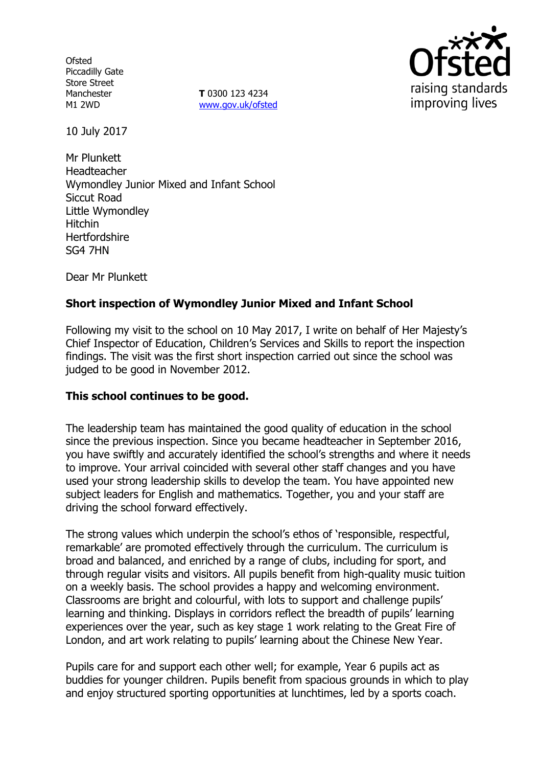Ofsted
Piccadilly Gate
Store Street
Manchester
M1 2WD

**T** 0300 123 4234
www.gov.uk/ofsted

10 July 2017

Mr Plunkett
Headteacher
Wymondley Junior Mixed and Infant School
Siccut Road
Little Wymondley
Hitchin
Hertfordshire
SG4 7HN

Dear Mr Plunkett

**Short inspection of Wymondley Junior Mixed and Infant School**

Following my visit to the school on 10 May 2017, I write on behalf of Her Majesty's Chief Inspector of Education, Children's Services and Skills to report the inspection findings. The visit was the first short inspection carried out since the school was judged to be good in November 2012.

**This school continues to be good.**

The leadership team has maintained the good quality of education in the school since the previous inspection. Since you became headteacher in September 2016, you have swiftly and accurately identified the school's strengths and where it needs to improve. Your arrival coincided with several other staff changes and you have used your strong leadership skills to develop the team. You have appointed new subject leaders for English and mathematics. Together, you and your staff are driving the school forward effectively.

The strong values which underpin the school's ethos of 'responsible, respectful, remarkable' are promoted effectively through the curriculum. The curriculum is broad and balanced, and enriched by a range of clubs, including for sport, and through regular visits and visitors. All pupils benefit from high-quality music tuition on a weekly basis. The school provides a happy and welcoming environment. Classrooms are bright and colourful, with lots to support and challenge pupils' learning and thinking. Displays in corridors reflect the breadth of pupils' learning experiences over the year, such as key stage 1 work relating to the Great Fire of London, and art work relating to pupils' learning about the Chinese New Year.

Pupils care for and support each other well; for example, Year 6 pupils act as buddies for younger children. Pupils benefit from spacious grounds in which to play and enjoy structured sporting opportunities at lunchtimes, led by a sports coach.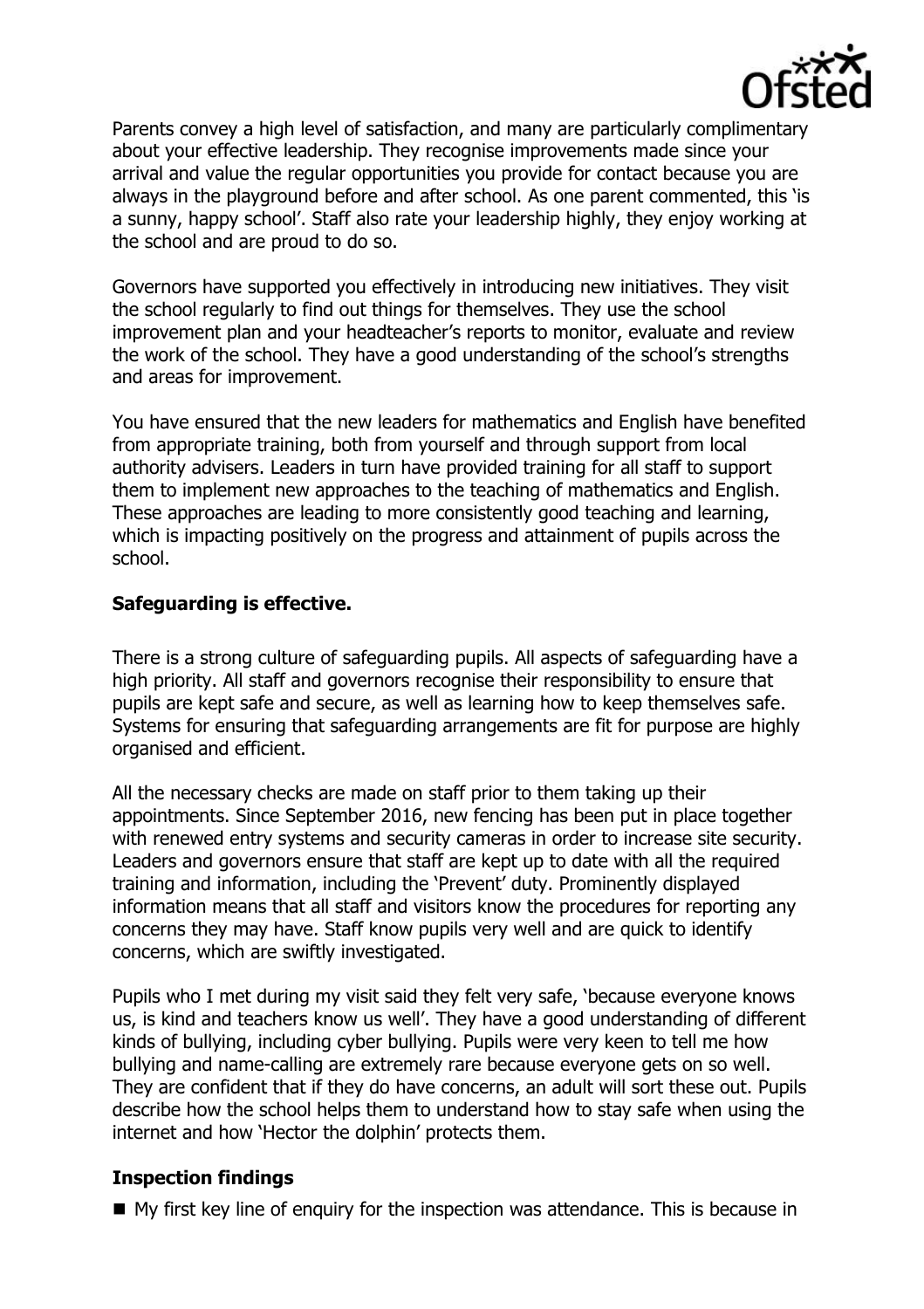Parents convey a high level of satisfaction, and many are particularly complimentary about your effective leadership. They recognise improvements made since your arrival and value the regular opportunities you provide for contact because you are always in the playground before and after school. As one parent commented, this 'is a sunny, happy school'. Staff also rate your leadership highly, they enjoy working at the school and are proud to do so.

Governors have supported you effectively in introducing new initiatives. They visit the school regularly to find out things for themselves. They use the school improvement plan and your headteacher's reports to monitor, evaluate and review the work of the school. They have a good understanding of the school's strengths and areas for improvement.

You have ensured that the new leaders for mathematics and English have benefited from appropriate training, both from yourself and through support from local authority advisers. Leaders in turn have provided training for all staff to support them to implement new approaches to the teaching of mathematics and English. These approaches are leading to more consistently good teaching and learning, which is impacting positively on the progress and attainment of pupils across the school.

**Safeguarding is effective.**

There is a strong culture of safeguarding pupils. All aspects of safeguarding have a high priority. All staff and governors recognise their responsibility to ensure that pupils are kept safe and secure, as well as learning how to keep themselves safe. Systems for ensuring that safeguarding arrangements are fit for purpose are highly organised and efficient.

All the necessary checks are made on staff prior to them taking up their appointments. Since September 2016, new fencing has been put in place together with renewed entry systems and security cameras in order to increase site security. Leaders and governors ensure that staff are kept up to date with all the required training and information, including the 'Prevent' duty. Prominently displayed information means that all staff and visitors know the procedures for reporting any concerns they may have. Staff know pupils very well and are quick to identify concerns, which are swiftly investigated.

Pupils who I met during my visit said they felt very safe, 'because everyone knows us, is kind and teachers know us well'. They have a good understanding of different kinds of bullying, including cyber bullying. Pupils were very keen to tell me how bullying and name-calling are extremely rare because everyone gets on so well. They are confident that if they do have concerns, an adult will sort these out. Pupils describe how the school helps them to understand how to stay safe when using the internet and how 'Hector the dolphin' protects them.

**Inspection findings**

- My first key line of enquiry for the inspection was attendance. This is because in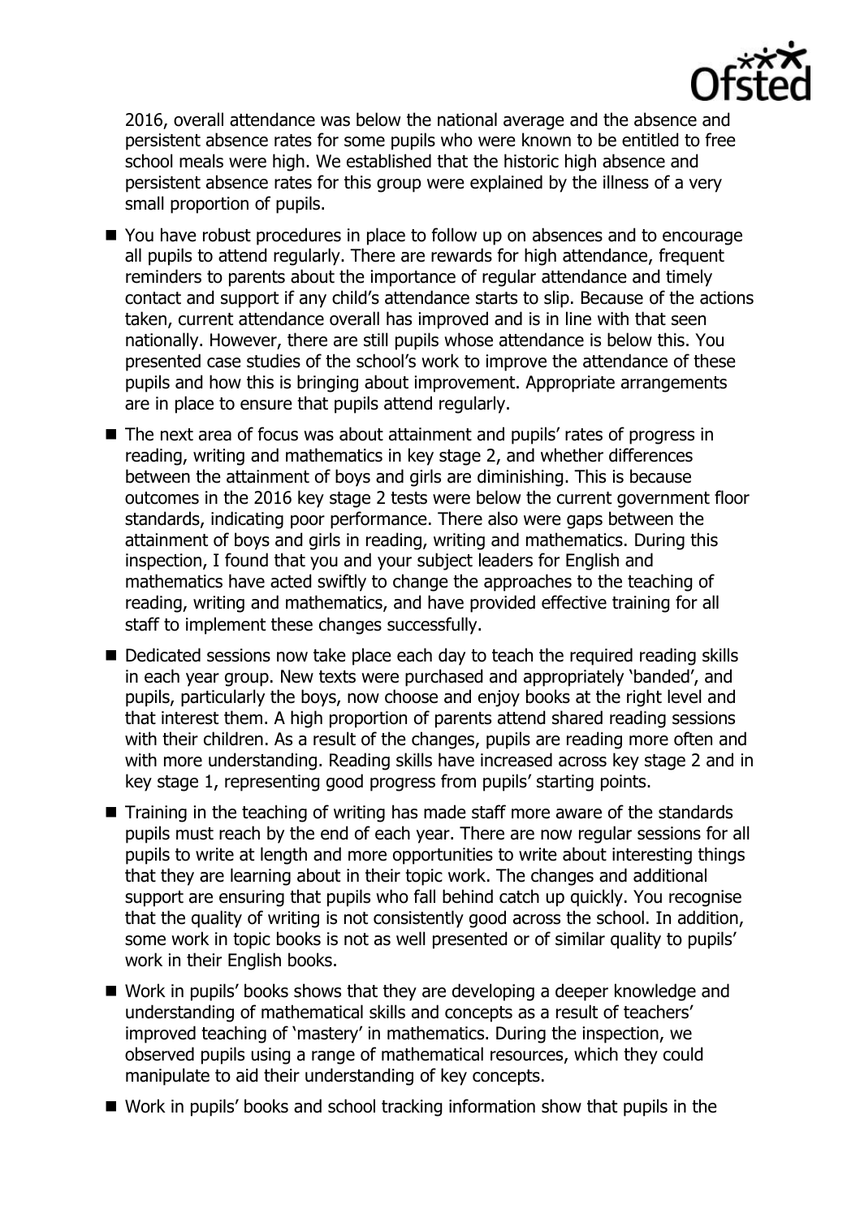2016, overall attendance was below the national average and the absence and persistent absence rates for some pupils who were known to be entitled to free school meals were high. We established that the historic high absence and persistent absence rates for this group were explained by the illness of a very small proportion of pupils.

- You have robust procedures in place to follow up on absences and to encourage all pupils to attend regularly. There are rewards for high attendance, frequent reminders to parents about the importance of regular attendance and timely contact and support if any child's attendance starts to slip. Because of the actions taken, current attendance overall has improved and is in line with that seen nationally. However, there are still pupils whose attendance is below this. You presented case studies of the school's work to improve the attendance of these pupils and how this is bringing about improvement. Appropriate arrangements are in place to ensure that pupils attend regularly.
- The next area of focus was about attainment and pupils' rates of progress in reading, writing and mathematics in key stage 2, and whether differences between the attainment of boys and girls are diminishing. This is because outcomes in the 2016 key stage 2 tests were below the current government floor standards, indicating poor performance. There also were gaps between the attainment of boys and girls in reading, writing and mathematics. During this inspection, I found that you and your subject leaders for English and mathematics have acted swiftly to change the approaches to the teaching of reading, writing and mathematics, and have provided effective training for all staff to implement these changes successfully.
- Dedicated sessions now take place each day to teach the required reading skills in each year group. New texts were purchased and appropriately 'banded', and pupils, particularly the boys, now choose and enjoy books at the right level and that interest them. A high proportion of parents attend shared reading sessions with their children. As a result of the changes, pupils are reading more often and with more understanding. Reading skills have increased across key stage 2 and in key stage 1, representing good progress from pupils' starting points.
- Training in the teaching of writing has made staff more aware of the standards pupils must reach by the end of each year. There are now regular sessions for all pupils to write at length and more opportunities to write about interesting things that they are learning about in their topic work. The changes and additional support are ensuring that pupils who fall behind catch up quickly. You recognise that the quality of writing is not consistently good across the school. In addition, some work in topic books is not as well presented or of similar quality to pupils' work in their English books.
- Work in pupils' books shows that they are developing a deeper knowledge and understanding of mathematical skills and concepts as a result of teachers' improved teaching of 'mastery' in mathematics. During the inspection, we observed pupils using a range of mathematical resources, which they could manipulate to aid their understanding of key concepts.
- Work in pupils' books and school tracking information show that pupils in the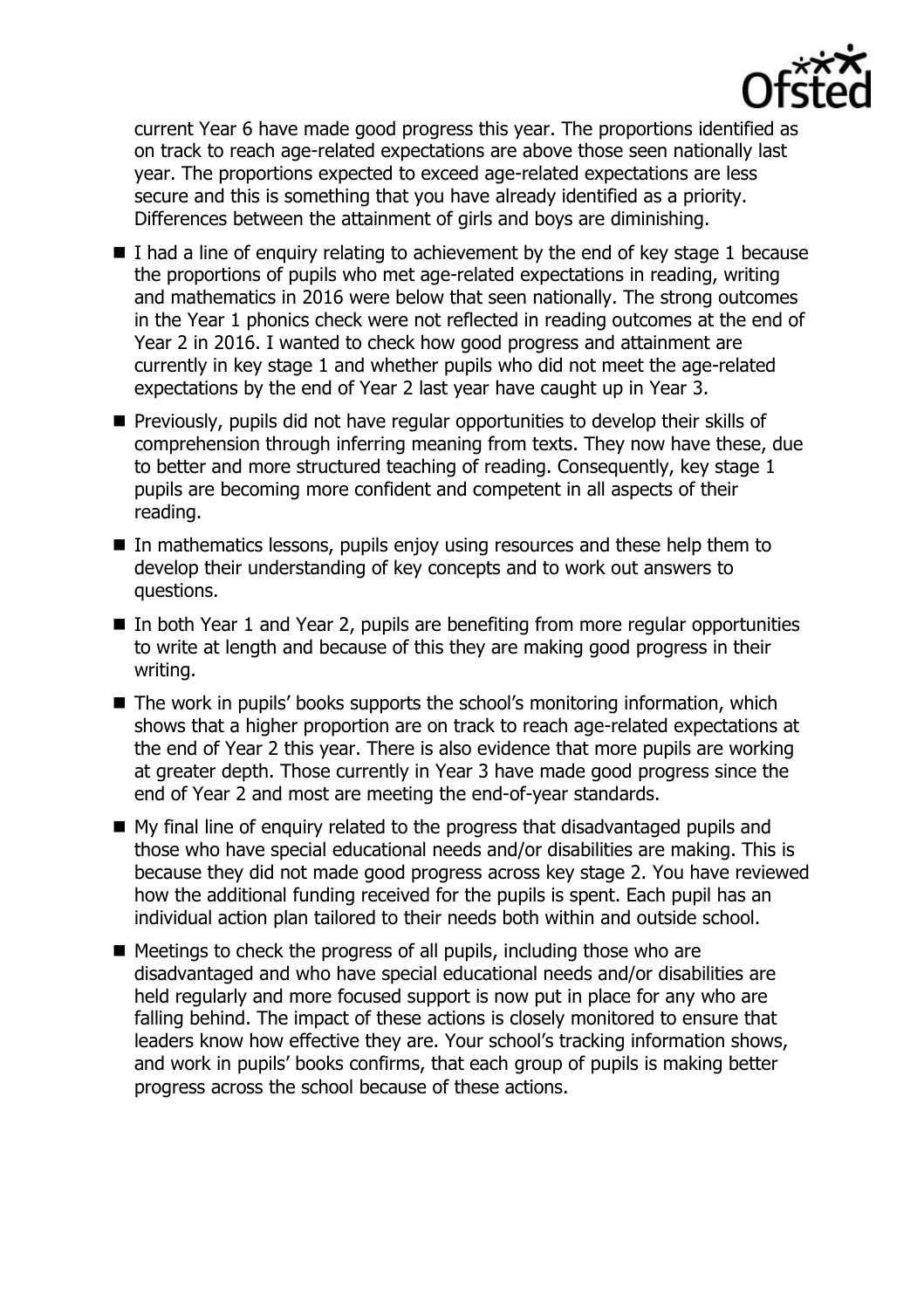current Year 6 have made good progress this year. The proportions identified as on track to reach age-related expectations are above those seen nationally last year. The proportions expected to exceed age-related expectations are less secure and this is something that you have already identified as a priority. Differences between the attainment of girls and boys are diminishing.

- I had a line of enquiry relating to achievement by the end of key stage 1 because the proportions of pupils who met age-related expectations in reading, writing and mathematics in 2016 were below that seen nationally. The strong outcomes in the Year 1 phonics check were not reflected in reading outcomes at the end of Year 2 in 2016. I wanted to check how good progress and attainment are currently in key stage 1 and whether pupils who did not meet the age-related expectations by the end of Year 2 last year have caught up in Year 3.
- Previously, pupils did not have regular opportunities to develop their skills of comprehension through inferring meaning from texts. They now have these, due to better and more structured teaching of reading. Consequently, key stage 1 pupils are becoming more confident and competent in all aspects of their reading.
- In mathematics lessons, pupils enjoy using resources and these help them to develop their understanding of key concepts and to work out answers to questions.
- In both Year 1 and Year 2, pupils are benefiting from more regular opportunities to write at length and because of this they are making good progress in their writing.
- The work in pupils' books supports the school's monitoring information, which shows that a higher proportion are on track to reach age-related expectations at the end of Year 2 this year. There is also evidence that more pupils are working at greater depth. Those currently in Year 3 have made good progress since the end of Year 2 and most are meeting the end-of-year standards.
- My final line of enquiry related to the progress that disadvantaged pupils and those who have special educational needs and/or disabilities are making. This is because they did not made good progress across key stage 2. You have reviewed how the additional funding received for the pupils is spent. Each pupil has an individual action plan tailored to their needs both within and outside school.
- Meetings to check the progress of all pupils, including those who are disadvantaged and who have special educational needs and/or disabilities are held regularly and more focused support is now put in place for any who are falling behind. The impact of these actions is closely monitored to ensure that leaders know how effective they are. Your school's tracking information shows, and work in pupils' books confirms, that each group of pupils is making better progress across the school because of these actions.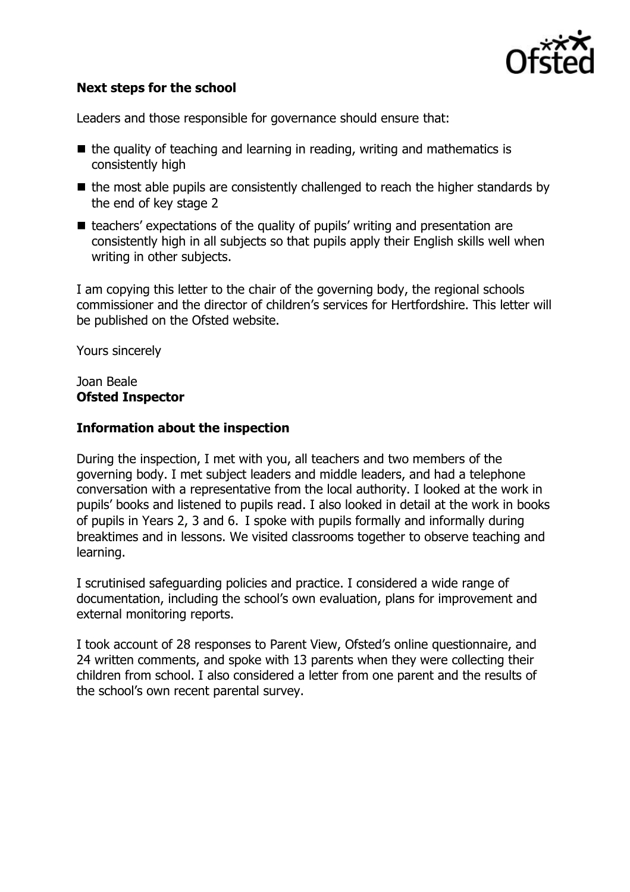### Next steps for the school

Leaders and those responsible for governance should ensure that:

- the quality of teaching and learning in reading, writing and mathematics is consistently high
- the most able pupils are consistently challenged to reach the higher standards by the end of key stage 2
- teachers' expectations of the quality of pupils' writing and presentation are consistently high in all subjects so that pupils apply their English skills well when writing in other subjects.

I am copying this letter to the chair of the governing body, the regional schools commissioner and the director of children's services for Hertfordshire. This letter will be published on the Ofsted website.

Yours sincerely

Joan Beale
**Ofsted Inspector**

### Information about the inspection

During the inspection, I met with you, all teachers and two members of the governing body. I met subject leaders and middle leaders, and had a telephone conversation with a representative from the local authority. I looked at the work in pupils' books and listened to pupils read. I also looked in detail at the work in books of pupils in Years 2, 3 and 6. I spoke with pupils formally and informally during breaktimes and in lessons. We visited classrooms together to observe teaching and learning.

I scrutinised safeguarding policies and practice. I considered a wide range of documentation, including the school's own evaluation, plans for improvement and external monitoring reports.

I took account of 28 responses to Parent View, Ofsted's online questionnaire, and 24 written comments, and spoke with 13 parents when they were collecting their children from school. I also considered a letter from one parent and the results of the school's own recent parental survey.